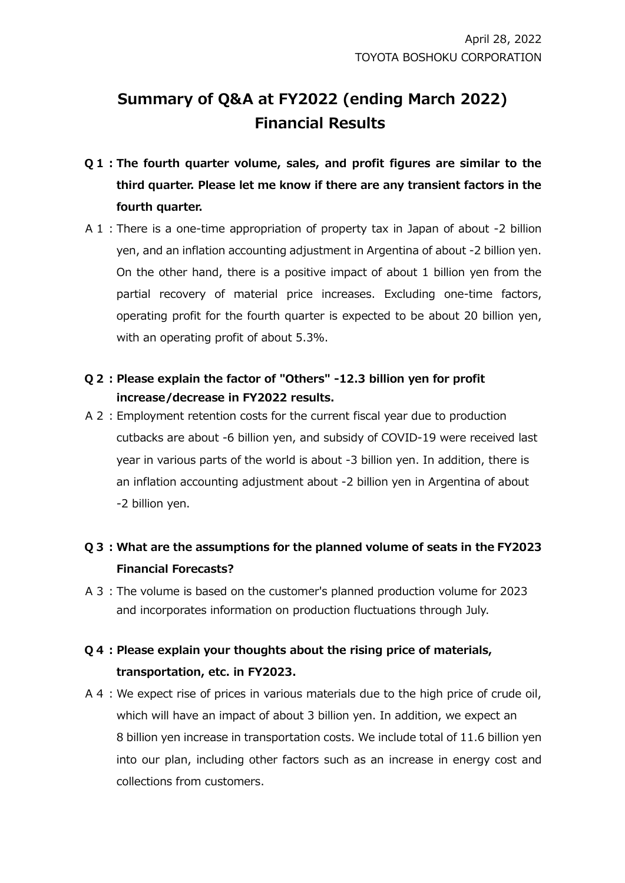April 28, 2022
TOYOTA BOSHOKU CORPORATION

# Summary of Q&A at FY2022 (ending March 2022) Financial Results

**Q 1 : The fourth quarter volume, sales, and profit figures are similar to the third quarter. Please let me know if there are any transient factors in the fourth quarter.**

A 1 : There is a one-time appropriation of property tax in Japan of about -2 billion yen, and an inflation accounting adjustment in Argentina of about -2 billion yen. On the other hand, there is a positive impact of about 1 billion yen from the partial recovery of material price increases. Excluding one-time factors, operating profit for the fourth quarter is expected to be about 20 billion yen, with an operating profit of about 5.3%.

**Q 2 : Please explain the factor of "Others" -12.3 billion yen for profit increase/decrease in FY2022 results.**

A 2 : Employment retention costs for the current fiscal year due to production cutbacks are about -6 billion yen, and subsidy of COVID-19 were received last year in various parts of the world is about -3 billion yen. In addition, there is an inflation accounting adjustment about -2 billion yen in Argentina of about -2 billion yen.

**Q 3 : What are the assumptions for the planned volume of seats in the FY2023 Financial Forecasts?**

A 3 : The volume is based on the customer's planned production volume for 2023 and incorporates information on production fluctuations through July.

**Q 4 : Please explain your thoughts about the rising price of materials, transportation, etc. in FY2023.**

A 4 : We expect rise of prices in various materials due to the high price of crude oil, which will have an impact of about 3 billion yen. In addition, we expect an 8 billion yen increase in transportation costs. We include total of 11.6 billion yen into our plan, including other factors such as an increase in energy cost and collections from customers.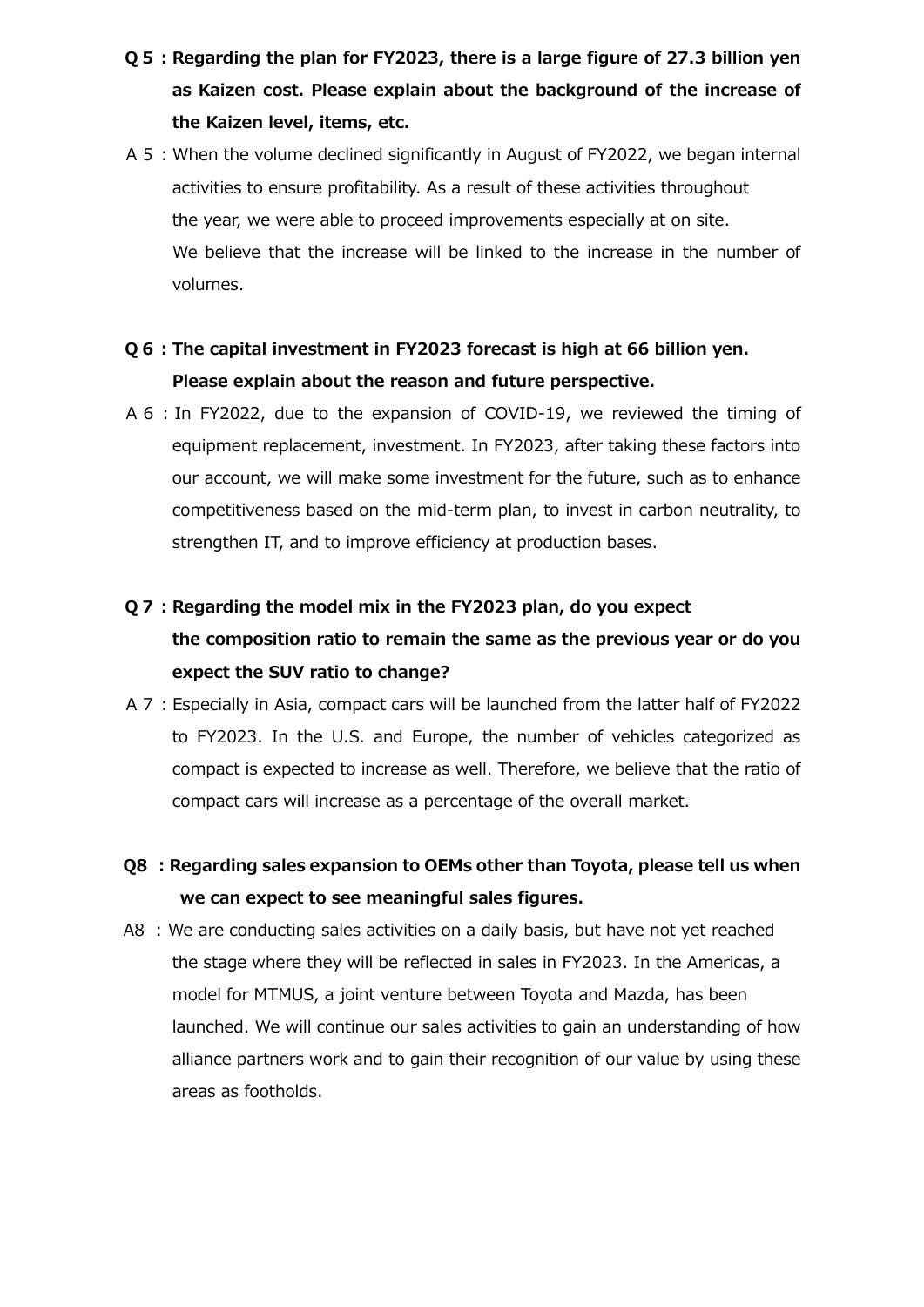**Q 5 : Regarding the plan for FY2023, there is a large figure of 27.3 billion yen as Kaizen cost. Please explain about the background of the increase of the Kaizen level, items, etc.**

A 5 : When the volume declined significantly in August of FY2022, we began internal activities to ensure profitability. As a result of these activities throughout the year, we were able to proceed improvements especially at on site. We believe that the increase will be linked to the increase in the number of volumes.

**Q 6 : The capital investment in FY2023 forecast is high at 66 billion yen. Please explain about the reason and future perspective.**

A 6 : In FY2022, due to the expansion of COVID-19, we reviewed the timing of equipment replacement, investment. In FY2023, after taking these factors into our account, we will make some investment for the future, such as to enhance competitiveness based on the mid-term plan, to invest in carbon neutrality, to strengthen IT, and to improve efficiency at production bases.

**Q 7 : Regarding the model mix in the FY2023 plan, do you expect the composition ratio to remain the same as the previous year or do you expect the SUV ratio to change?**

A 7 : Especially in Asia, compact cars will be launched from the latter half of FY2022 to FY2023. In the U.S. and Europe, the number of vehicles categorized as compact is expected to increase as well. Therefore, we believe that the ratio of compact cars will increase as a percentage of the overall market.

**Q8 : Regarding sales expansion to OEMs other than Toyota, please tell us when we can expect to see meaningful sales figures.**

A8 : We are conducting sales activities on a daily basis, but have not yet reached the stage where they will be reflected in sales in FY2023. In the Americas, a model for MTMUS, a joint venture between Toyota and Mazda, has been launched. We will continue our sales activities to gain an understanding of how alliance partners work and to gain their recognition of our value by using these areas as footholds.